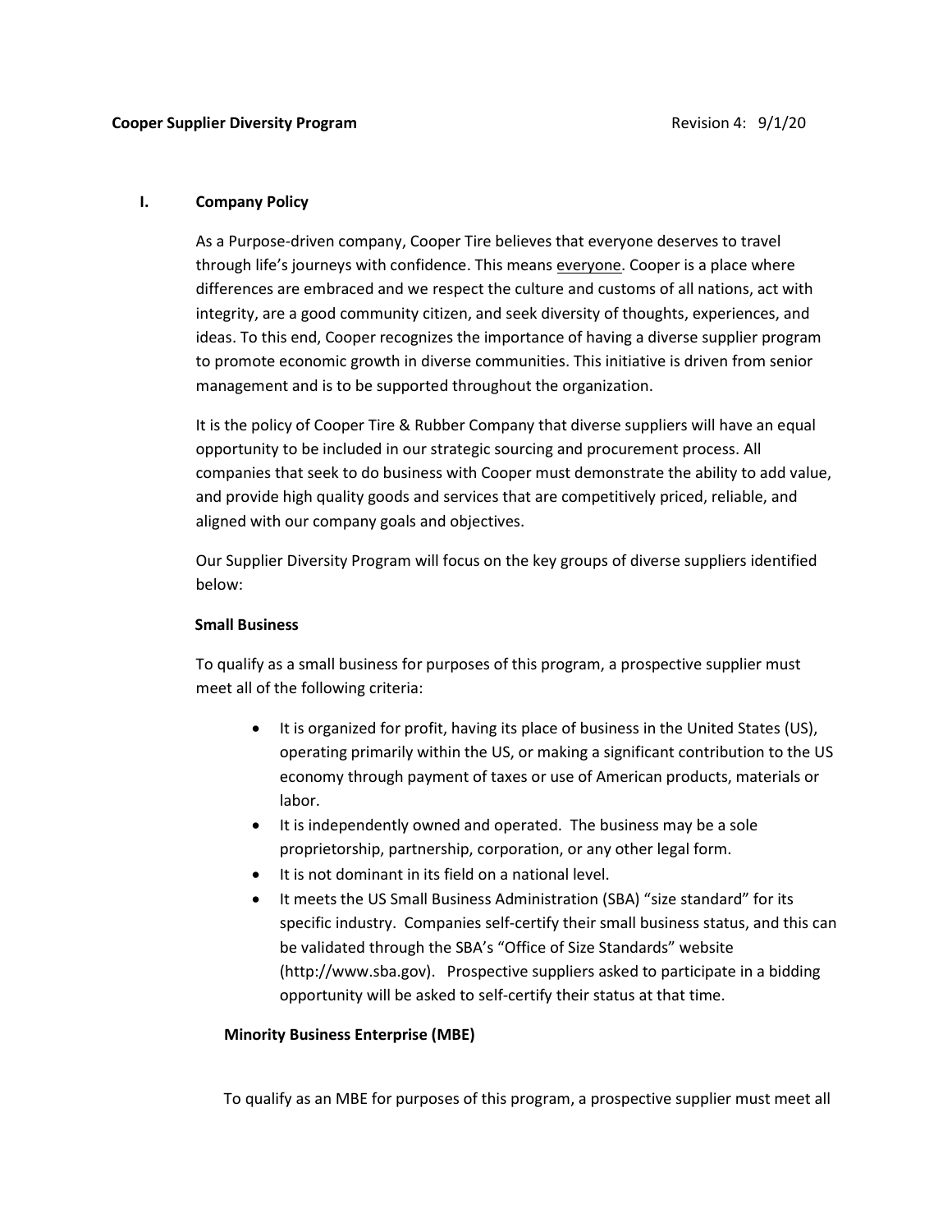**Cooper Supplier Diversity Program** Revision 4: 9/1/20

## I. Company Policy

As a Purpose-driven company, Cooper Tire believes that everyone deserves to travel through life's journeys with confidence. This means everyone. Cooper is a place where differences are embraced and we respect the culture and customs of all nations, act with integrity, are a good community citizen, and seek diversity of thoughts, experiences, and ideas. To this end, Cooper recognizes the importance of having a diverse supplier program to promote economic growth in diverse communities. This initiative is driven from senior management and is to be supported throughout the organization.

It is the policy of Cooper Tire & Rubber Company that diverse suppliers will have an equal opportunity to be included in our strategic sourcing and procurement process. All companies that seek to do business with Cooper must demonstrate the ability to add value, and provide high quality goods and services that are competitively priced, reliable, and aligned with our company goals and objectives.

Our Supplier Diversity Program will focus on the key groups of diverse suppliers identified below:

**Small Business**

To qualify as a small business for purposes of this program, a prospective supplier must meet all of the following criteria:

- It is organized for profit, having its place of business in the United States (US), operating primarily within the US, or making a significant contribution to the US economy through payment of taxes or use of American products, materials or labor.
- It is independently owned and operated. The business may be a sole proprietorship, partnership, corporation, or any other legal form.
- It is not dominant in its field on a national level.
- It meets the US Small Business Administration (SBA) "size standard" for its specific industry. Companies self-certify their small business status, and this can be validated through the SBA's "Office of Size Standards" website (http://www.sba.gov). Prospective suppliers asked to participate in a bidding opportunity will be asked to self-certify their status at that time.

**Minority Business Enterprise (MBE)**

To qualify as an MBE for purposes of this program, a prospective supplier must meet all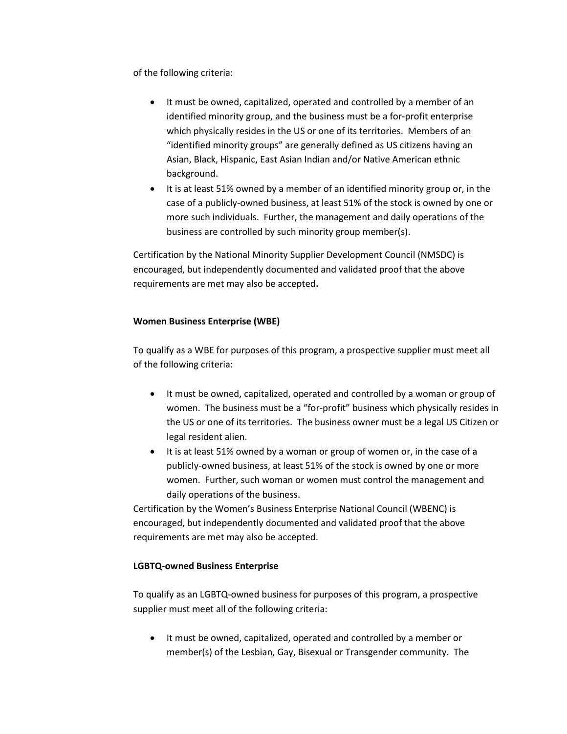of the following criteria:

- It must be owned, capitalized, operated and controlled by a member of an identified minority group, and the business must be a for-profit enterprise which physically resides in the US or one of its territories. Members of an "identified minority groups" are generally defined as US citizens having an Asian, Black, Hispanic, East Asian Indian and/or Native American ethnic background.
- It is at least 51% owned by a member of an identified minority group or, in the case of a publicly-owned business, at least 51% of the stock is owned by one or more such individuals. Further, the management and daily operations of the business are controlled by such minority group member(s).

Certification by the National Minority Supplier Development Council (NMSDC) is encouraged, but independently documented and validated proof that the above requirements are met may also be accepted**.**

**Women Business Enterprise (WBE)**

To qualify as a WBE for purposes of this program, a prospective supplier must meet all of the following criteria:

- It must be owned, capitalized, operated and controlled by a woman or group of women. The business must be a "for-profit" business which physically resides in the US or one of its territories. The business owner must be a legal US Citizen or legal resident alien.
- It is at least 51% owned by a woman or group of women or, in the case of a publicly-owned business, at least 51% of the stock is owned by one or more women. Further, such woman or women must control the management and daily operations of the business.

Certification by the Women's Business Enterprise National Council (WBENC) is encouraged, but independently documented and validated proof that the above requirements are met may also be accepted.

**LGBTQ-owned Business Enterprise**

To qualify as an LGBTQ-owned business for purposes of this program, a prospective supplier must meet all of the following criteria:

- It must be owned, capitalized, operated and controlled by a member or member(s) of the Lesbian, Gay, Bisexual or Transgender community. The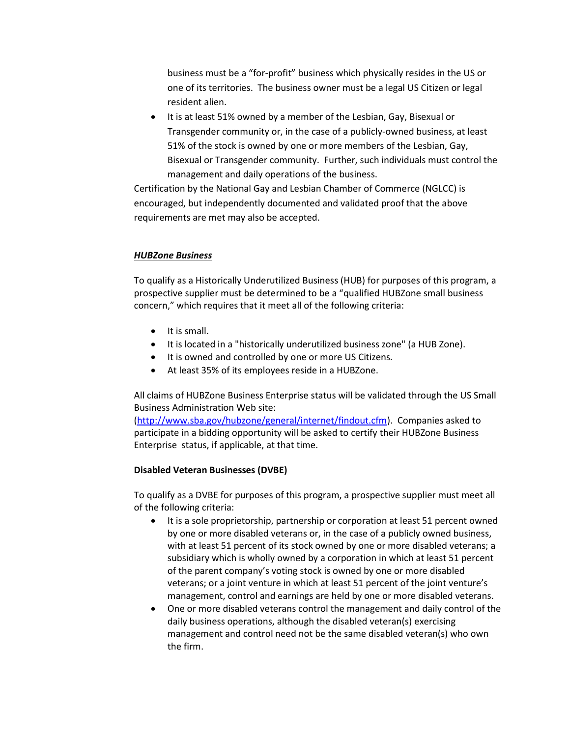business must be a "for-profit" business which physically resides in the US or one of its territories. The business owner must be a legal US Citizen or legal resident alien.

- It is at least 51% owned by a member of the Lesbian, Gay, Bisexual or Transgender community or, in the case of a publicly-owned business, at least 51% of the stock is owned by one or more members of the Lesbian, Gay, Bisexual or Transgender community. Further, such individuals must control the management and daily operations of the business.

Certification by the National Gay and Lesbian Chamber of Commerce (NGLCC) is encouraged, but independently documented and validated proof that the above requirements are met may also be accepted.

***HUBZone Business***

To qualify as a Historically Underutilized Business (HUB) for purposes of this program, a prospective supplier must be determined to be a "qualified HUBZone small business concern," which requires that it meet all of the following criteria:

- It is small.
- It is located in a "historically underutilized business zone" (a HUB Zone).
- It is owned and controlled by one or more US Citizens.
- At least 35% of its employees reside in a HUBZone.

All claims of HUBZone Business Enterprise status will be validated through the US Small Business Administration Web site: ([http://www.sba.gov/hubzone/general/internet/findout.cfm](http://www.sba.gov/hubzone/general/internet/findout.cfm)). Companies asked to participate in a bidding opportunity will be asked to certify their HUBZone Business Enterprise status, if applicable, at that time.

**Disabled Veteran Businesses (DVBE)**

To qualify as a DVBE for purposes of this program, a prospective supplier must meet all of the following criteria:

- It is a sole proprietorship, partnership or corporation at least 51 percent owned by one or more disabled veterans or, in the case of a publicly owned business, with at least 51 percent of its stock owned by one or more disabled veterans; a subsidiary which is wholly owned by a corporation in which at least 51 percent of the parent company's voting stock is owned by one or more disabled veterans; or a joint venture in which at least 51 percent of the joint venture's management, control and earnings are held by one or more disabled veterans.
- One or more disabled veterans control the management and daily control of the daily business operations, although the disabled veteran(s) exercising management and control need not be the same disabled veteran(s) who own the firm.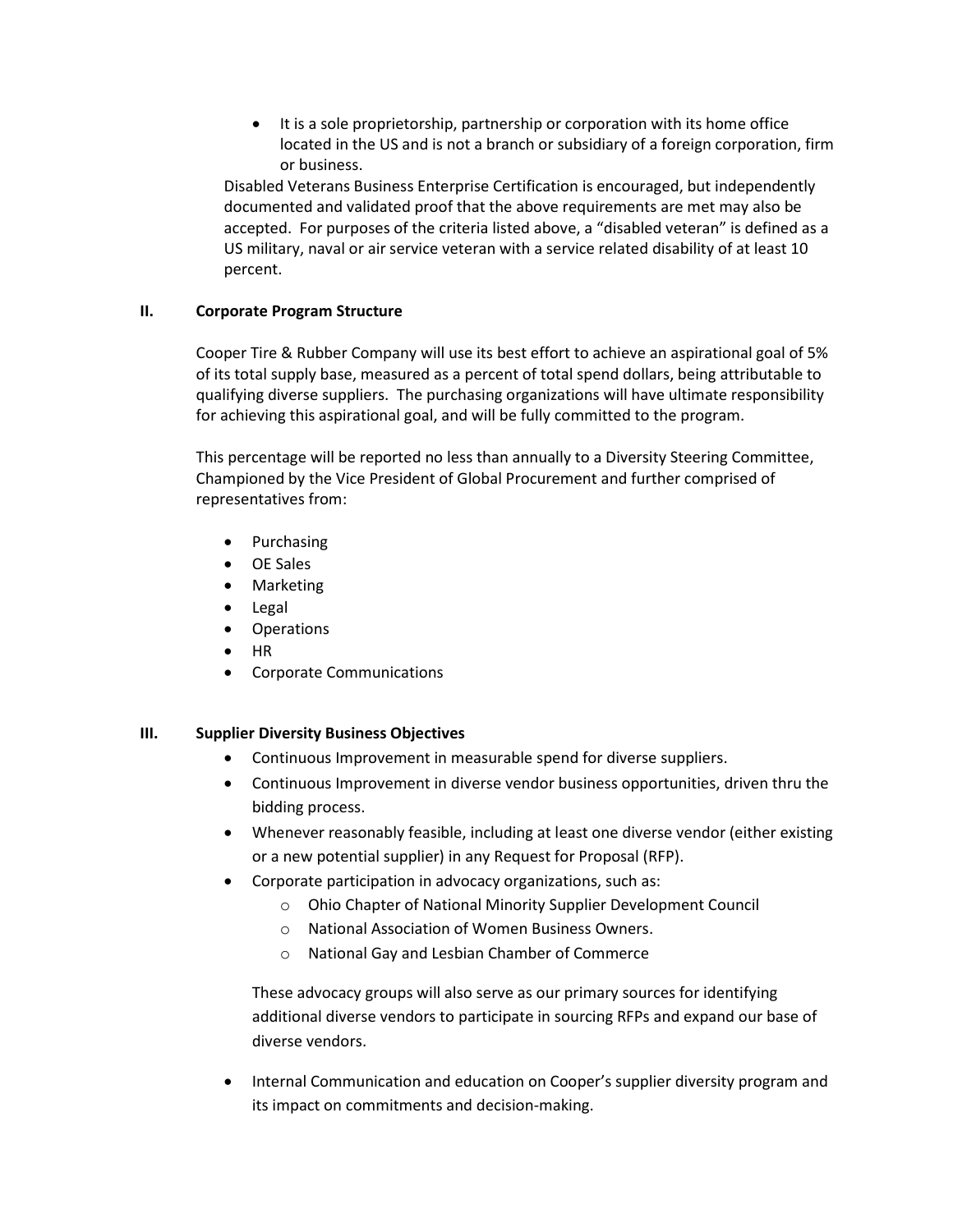- It is a sole proprietorship, partnership or corporation with its home office located in the US and is not a branch or subsidiary of a foreign corporation, firm or business.

Disabled Veterans Business Enterprise Certification is encouraged, but independently documented and validated proof that the above requirements are met may also be accepted. For purposes of the criteria listed above, a "disabled veteran" is defined as a US military, naval or air service veteran with a service related disability of at least 10 percent.

## II. Corporate Program Structure

Cooper Tire & Rubber Company will use its best effort to achieve an aspirational goal of 5% of its total supply base, measured as a percent of total spend dollars, being attributable to qualifying diverse suppliers. The purchasing organizations will have ultimate responsibility for achieving this aspirational goal, and will be fully committed to the program.

This percentage will be reported no less than annually to a Diversity Steering Committee, Championed by the Vice President of Global Procurement and further comprised of representatives from:

- Purchasing
- OE Sales
- Marketing
- Legal
- Operations
- HR
- Corporate Communications

## III. Supplier Diversity Business Objectives

- Continuous Improvement in measurable spend for diverse suppliers.
- Continuous Improvement in diverse vendor business opportunities, driven thru the bidding process.
- Whenever reasonably feasible, including at least one diverse vendor (either existing or a new potential supplier) in any Request for Proposal (RFP).
- Corporate participation in advocacy organizations, such as:
  - Ohio Chapter of National Minority Supplier Development Council
  - National Association of Women Business Owners.
  - National Gay and Lesbian Chamber of Commerce

  These advocacy groups will also serve as our primary sources for identifying additional diverse vendors to participate in sourcing RFPs and expand our base of diverse vendors.

- Internal Communication and education on Cooper's supplier diversity program and its impact on commitments and decision-making.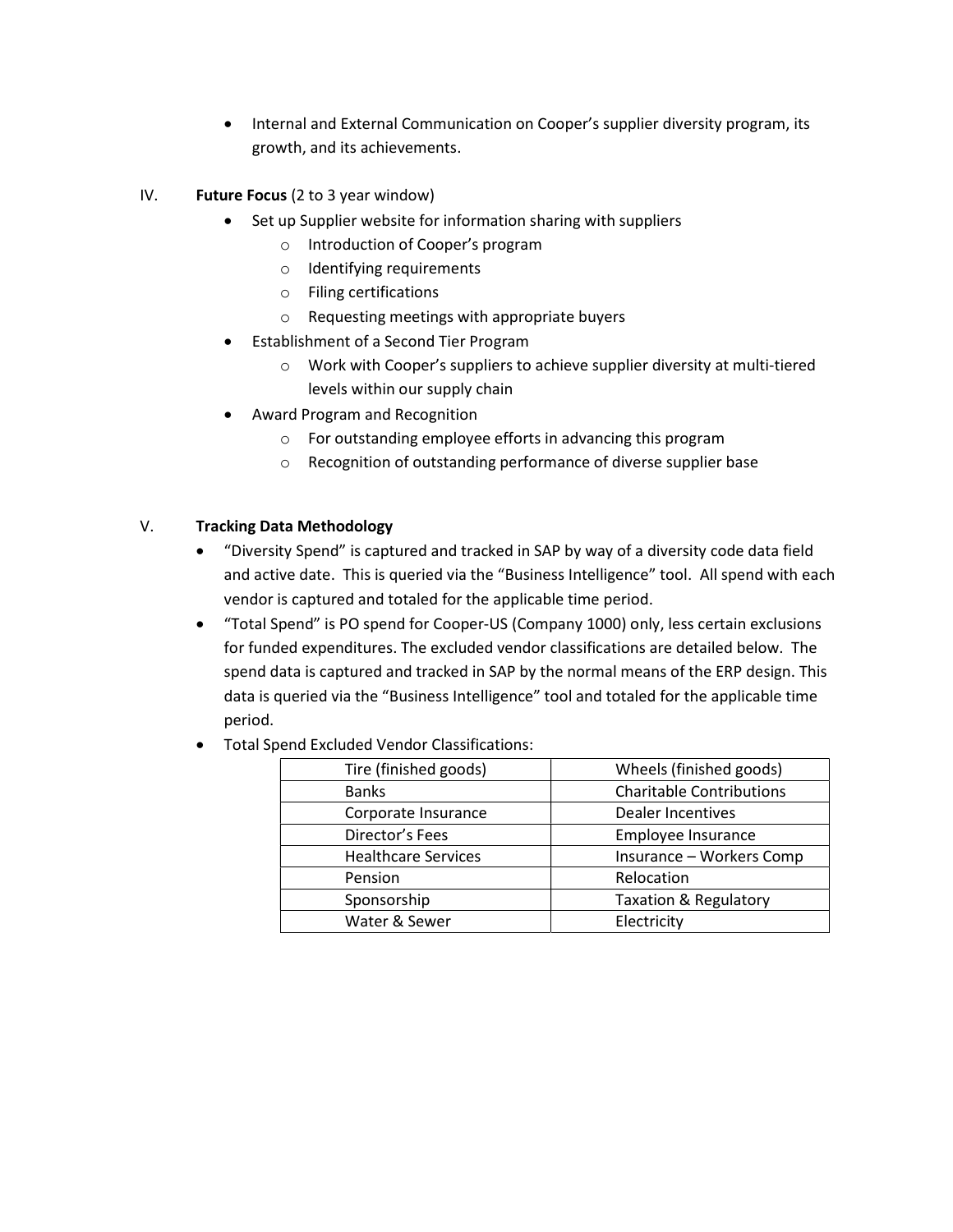- Internal and External Communication on Cooper's supplier diversity program, its growth, and its achievements.

IV. **Future Focus** (2 to 3 year window)

- Set up Supplier website for information sharing with suppliers
  - Introduction of Cooper's program
  - Identifying requirements
  - Filing certifications
  - Requesting meetings with appropriate buyers
- Establishment of a Second Tier Program
  - Work with Cooper's suppliers to achieve supplier diversity at multi-tiered levels within our supply chain
- Award Program and Recognition
  - For outstanding employee efforts in advancing this program
  - Recognition of outstanding performance of diverse supplier base

V. **Tracking Data Methodology**

- "Diversity Spend" is captured and tracked in SAP by way of a diversity code data field and active date. This is queried via the "Business Intelligence" tool. All spend with each vendor is captured and totaled for the applicable time period.
- "Total Spend" is PO spend for Cooper-US (Company 1000) only, less certain exclusions for funded expenditures. The excluded vendor classifications are detailed below. The spend data is captured and tracked in SAP by the normal means of the ERP design. This data is queried via the "Business Intelligence" tool and totaled for the applicable time period.
- Total Spend Excluded Vendor Classifications:

| | |
|---|---|
| Tire (finished goods) | Wheels (finished goods) |
| Banks | Charitable Contributions |
| Corporate Insurance | Dealer Incentives |
| Director's Fees | Employee Insurance |
| Healthcare Services | Insurance – Workers Comp |
| Pension | Relocation |
| Sponsorship | Taxation & Regulatory |
| Water & Sewer | Electricity |